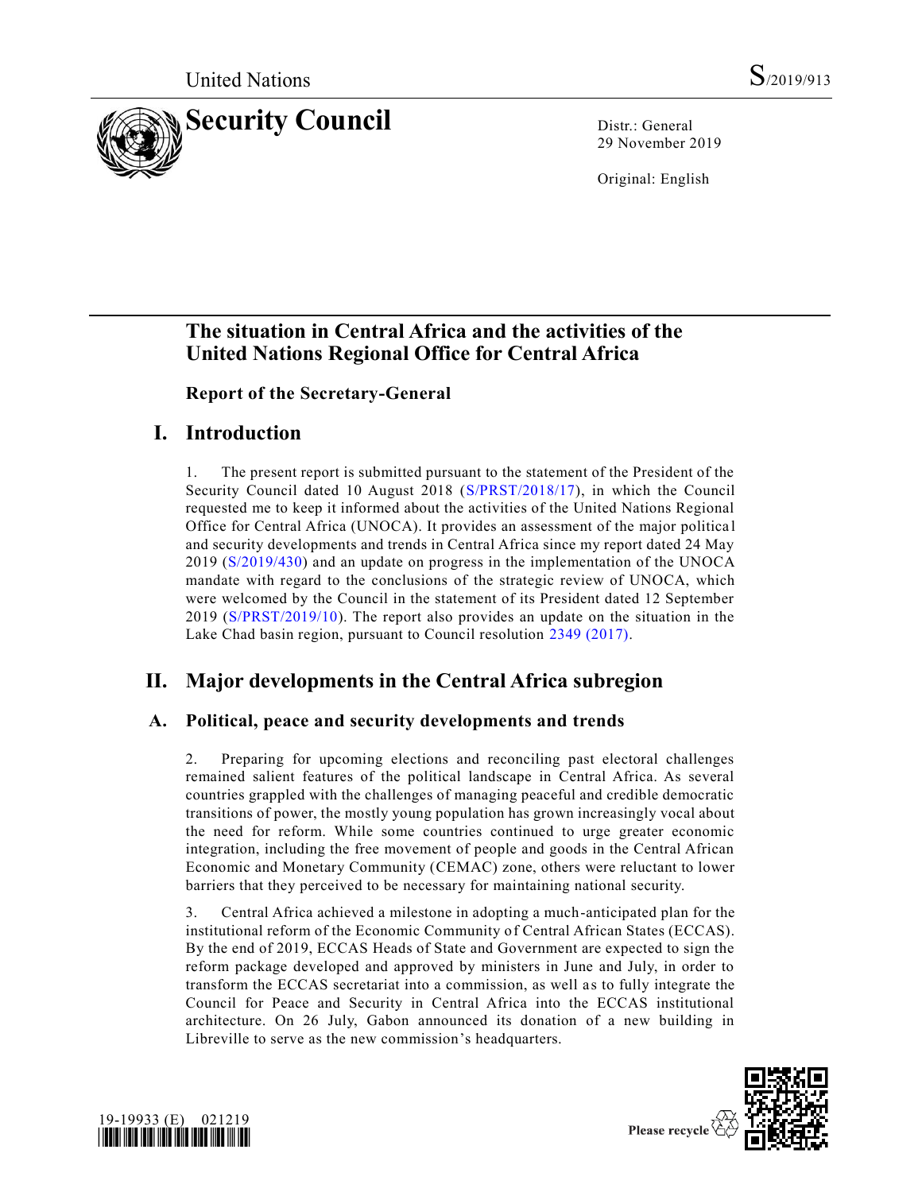United Nations S/2019/913

# Security Council

Distr.: General
29 November 2019

Original: English

## The situation in Central Africa and the activities of the United Nations Regional Office for Central Africa

### Report of the Secretary-General

## I. Introduction

1. The present report is submitted pursuant to the statement of the President of the Security Council dated 10 August 2018 (S/PRST/2018/17), in which the Council requested me to keep it informed about the activities of the United Nations Regional Office for Central Africa (UNOCA). It provides an assessment of the major political and security developments and trends in Central Africa since my report dated 24 May 2019 (S/2019/430) and an update on progress in the implementation of the UNOCA mandate with regard to the conclusions of the strategic review of UNOCA, which were welcomed by the Council in the statement of its President dated 12 September 2019 (S/PRST/2019/10). The report also provides an update on the situation in the Lake Chad basin region, pursuant to Council resolution 2349 (2017).

## II. Major developments in the Central Africa subregion

### A. Political, peace and security developments and trends

2. Preparing for upcoming elections and reconciling past electoral challenges remained salient features of the political landscape in Central Africa. As several countries grappled with the challenges of managing peaceful and credible democratic transitions of power, the mostly young population has grown increasingly vocal about the need for reform. While some countries continued to urge greater economic integration, including the free movement of people and goods in the Central African Economic and Monetary Community (CEMAC) zone, others were reluctant to lower barriers that they perceived to be necessary for maintaining national security.

3. Central Africa achieved a milestone in adopting a much-anticipated plan for the institutional reform of the Economic Community of Central African States (ECCAS). By the end of 2019, ECCAS Heads of State and Government are expected to sign the reform package developed and approved by ministers in June and July, in order to transform the ECCAS secretariat into a commission, as well as to fully integrate the Council for Peace and Security in Central Africa into the ECCAS institutional architecture. On 26 July, Gabon announced its donation of a new building in Libreville to serve as the new commission's headquarters.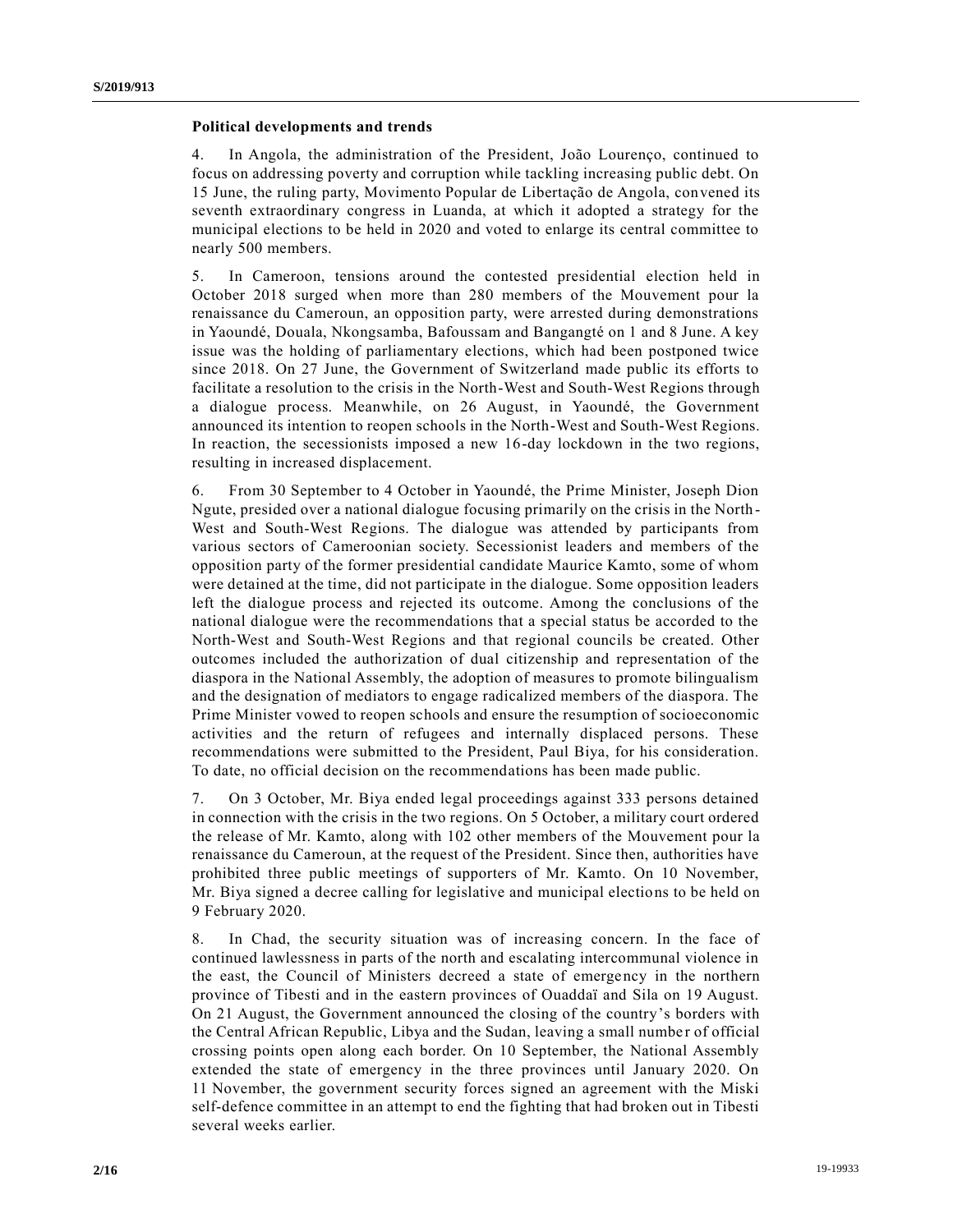**Political developments and trends**

4. In Angola, the administration of the President, João Lourenço, continued to focus on addressing poverty and corruption while tackling increasing public debt. On 15 June, the ruling party, Movimento Popular de Libertação de Angola, convened its seventh extraordinary congress in Luanda, at which it adopted a strategy for the municipal elections to be held in 2020 and voted to enlarge its central committee to nearly 500 members.

5. In Cameroon, tensions around the contested presidential election held in October 2018 surged when more than 280 members of the Mouvement pour la renaissance du Cameroun, an opposition party, were arrested during demonstrations in Yaoundé, Douala, Nkongsamba, Bafoussam and Bangangté on 1 and 8 June. A key issue was the holding of parliamentary elections, which had been postponed twice since 2018. On 27 June, the Government of Switzerland made public its efforts to facilitate a resolution to the crisis in the North-West and South-West Regions through a dialogue process. Meanwhile, on 26 August, in Yaoundé, the Government announced its intention to reopen schools in the North-West and South-West Regions. In reaction, the secessionists imposed a new 16-day lockdown in the two regions, resulting in increased displacement.

6. From 30 September to 4 October in Yaoundé, the Prime Minister, Joseph Dion Ngute, presided over a national dialogue focusing primarily on the crisis in the North-West and South-West Regions. The dialogue was attended by participants from various sectors of Cameroonian society. Secessionist leaders and members of the opposition party of the former presidential candidate Maurice Kamto, some of whom were detained at the time, did not participate in the dialogue. Some opposition leaders left the dialogue process and rejected its outcome. Among the conclusions of the national dialogue were the recommendations that a special status be accorded to the North-West and South-West Regions and that regional councils be created. Other outcomes included the authorization of dual citizenship and representation of the diaspora in the National Assembly, the adoption of measures to promote bilingualism and the designation of mediators to engage radicalized members of the diaspora. The Prime Minister vowed to reopen schools and ensure the resumption of socioeconomic activities and the return of refugees and internally displaced persons. These recommendations were submitted to the President, Paul Biya, for his consideration. To date, no official decision on the recommendations has been made public.

7. On 3 October, Mr. Biya ended legal proceedings against 333 persons detained in connection with the crisis in the two regions. On 5 October, a military court ordered the release of Mr. Kamto, along with 102 other members of the Mouvement pour la renaissance du Cameroun, at the request of the President. Since then, authorities have prohibited three public meetings of supporters of Mr. Kamto. On 10 November, Mr. Biya signed a decree calling for legislative and municipal elections to be held on 9 February 2020.

8. In Chad, the security situation was of increasing concern. In the face of continued lawlessness in parts of the north and escalating intercommunal violence in the east, the Council of Ministers decreed a state of emergency in the northern province of Tibesti and in the eastern provinces of Ouaddaï and Sila on 19 August. On 21 August, the Government announced the closing of the country's borders with the Central African Republic, Libya and the Sudan, leaving a small number of official crossing points open along each border. On 10 September, the National Assembly extended the state of emergency in the three provinces until January 2020. On 11 November, the government security forces signed an agreement with the Miski self-defence committee in an attempt to end the fighting that had broken out in Tibesti several weeks earlier.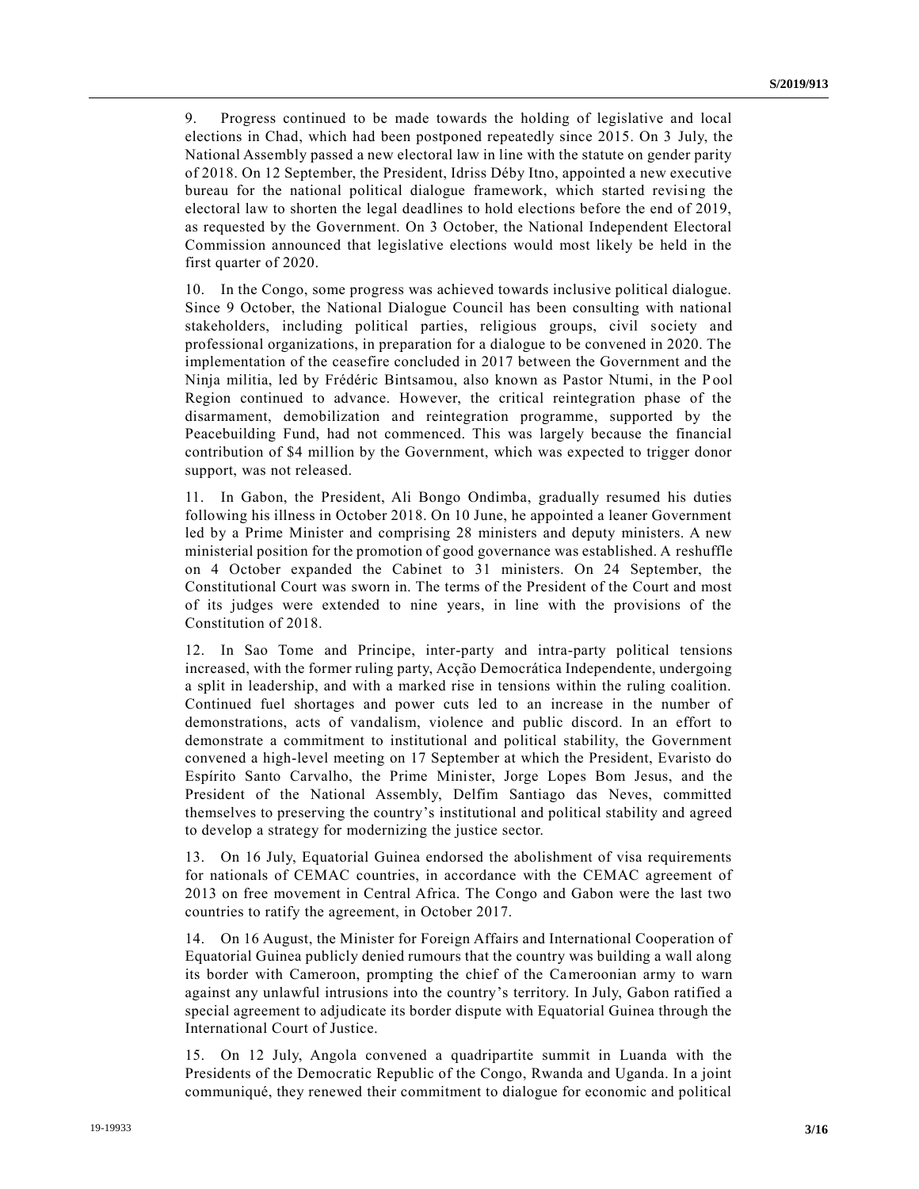9. Progress continued to be made towards the holding of legislative and local elections in Chad, which had been postponed repeatedly since 2015. On 3 July, the National Assembly passed a new electoral law in line with the statute on gender parity of 2018. On 12 September, the President, Idriss Déby Itno, appointed a new executive bureau for the national political dialogue framework, which started revising the electoral law to shorten the legal deadlines to hold elections before the end of 2019, as requested by the Government. On 3 October, the National Independent Electoral Commission announced that legislative elections would most likely be held in the first quarter of 2020.

10. In the Congo, some progress was achieved towards inclusive political dialogue. Since 9 October, the National Dialogue Council has been consulting with national stakeholders, including political parties, religious groups, civil society and professional organizations, in preparation for a dialogue to be convened in 2020. The implementation of the ceasefire concluded in 2017 between the Government and the Ninja militia, led by Frédéric Bintsamou, also known as Pastor Ntumi, in the Pool Region continued to advance. However, the critical reintegration phase of the disarmament, demobilization and reintegration programme, supported by the Peacebuilding Fund, had not commenced. This was largely because the financial contribution of $4 million by the Government, which was expected to trigger donor support, was not released.

11. In Gabon, the President, Ali Bongo Ondimba, gradually resumed his duties following his illness in October 2018. On 10 June, he appointed a leaner Government led by a Prime Minister and comprising 28 ministers and deputy ministers. A new ministerial position for the promotion of good governance was established. A reshuffle on 4 October expanded the Cabinet to 31 ministers. On 24 September, the Constitutional Court was sworn in. The terms of the President of the Court and most of its judges were extended to nine years, in line with the provisions of the Constitution of 2018.

12. In Sao Tome and Principe, inter-party and intra-party political tensions increased, with the former ruling party, Acção Democrática Independente, undergoing a split in leadership, and with a marked rise in tensions within the ruling coalition. Continued fuel shortages and power cuts led to an increase in the number of demonstrations, acts of vandalism, violence and public discord. In an effort to demonstrate a commitment to institutional and political stability, the Government convened a high-level meeting on 17 September at which the President, Evaristo do Espírito Santo Carvalho, the Prime Minister, Jorge Lopes Bom Jesus, and the President of the National Assembly, Delfim Santiago das Neves, committed themselves to preserving the country's institutional and political stability and agreed to develop a strategy for modernizing the justice sector.

13. On 16 July, Equatorial Guinea endorsed the abolishment of visa requirements for nationals of CEMAC countries, in accordance with the CEMAC agreement of 2013 on free movement in Central Africa. The Congo and Gabon were the last two countries to ratify the agreement, in October 2017.

14. On 16 August, the Minister for Foreign Affairs and International Cooperation of Equatorial Guinea publicly denied rumours that the country was building a wall along its border with Cameroon, prompting the chief of the Cameroonian army to warn against any unlawful intrusions into the country's territory. In July, Gabon ratified a special agreement to adjudicate its border dispute with Equatorial Guinea through the International Court of Justice.

15. On 12 July, Angola convened a quadripartite summit in Luanda with the Presidents of the Democratic Republic of the Congo, Rwanda and Uganda. In a joint communiqué, they renewed their commitment to dialogue for economic and political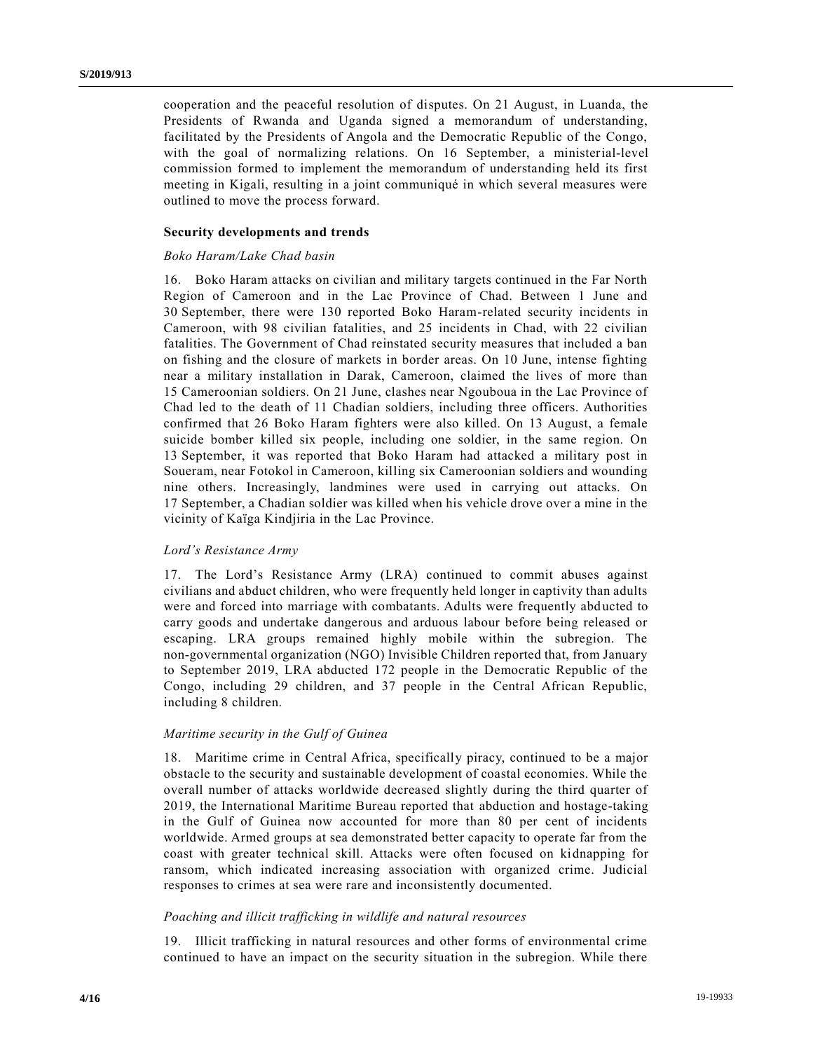cooperation and the peaceful resolution of disputes. On 21 August, in Luanda, the Presidents of Rwanda and Uganda signed a memorandum of understanding, facilitated by the Presidents of Angola and the Democratic Republic of the Congo, with the goal of normalizing relations. On 16 September, a ministerial-level commission formed to implement the memorandum of understanding held its first meeting in Kigali, resulting in a joint communiqué in which several measures were outlined to move the process forward.

### Security developments and trends

#### *Boko Haram/Lake Chad basin*

16. Boko Haram attacks on civilian and military targets continued in the Far North Region of Cameroon and in the Lac Province of Chad. Between 1 June and 30 September, there were 130 reported Boko Haram-related security incidents in Cameroon, with 98 civilian fatalities, and 25 incidents in Chad, with 22 civilian fatalities. The Government of Chad reinstated security measures that included a ban on fishing and the closure of markets in border areas. On 10 June, intense fighting near a military installation in Darak, Cameroon, claimed the lives of more than 15 Cameroonian soldiers. On 21 June, clashes near Ngouboua in the Lac Province of Chad led to the death of 11 Chadian soldiers, including three officers. Authorities confirmed that 26 Boko Haram fighters were also killed. On 13 August, a female suicide bomber killed six people, including one soldier, in the same region. On 13 September, it was reported that Boko Haram had attacked a military post in Soueram, near Fotokol in Cameroon, killing six Cameroonian soldiers and wounding nine others. Increasingly, landmines were used in carrying out attacks. On 17 September, a Chadian soldier was killed when his vehicle drove over a mine in the vicinity of Kaïga Kindjiria in the Lac Province.

#### *Lord's Resistance Army*

17. The Lord's Resistance Army (LRA) continued to commit abuses against civilians and abduct children, who were frequently held longer in captivity than adults were and forced into marriage with combatants. Adults were frequently abducted to carry goods and undertake dangerous and arduous labour before being released or escaping. LRA groups remained highly mobile within the subregion. The non-governmental organization (NGO) Invisible Children reported that, from January to September 2019, LRA abducted 172 people in the Democratic Republic of the Congo, including 29 children, and 37 people in the Central African Republic, including 8 children.

#### *Maritime security in the Gulf of Guinea*

18. Maritime crime in Central Africa, specifically piracy, continued to be a major obstacle to the security and sustainable development of coastal economies. While the overall number of attacks worldwide decreased slightly during the third quarter of 2019, the International Maritime Bureau reported that abduction and hostage-taking in the Gulf of Guinea now accounted for more than 80 per cent of incidents worldwide. Armed groups at sea demonstrated better capacity to operate far from the coast with greater technical skill. Attacks were often focused on kidnapping for ransom, which indicated increasing association with organized crime. Judicial responses to crimes at sea were rare and inconsistently documented.

#### *Poaching and illicit trafficking in wildlife and natural resources*

19. Illicit trafficking in natural resources and other forms of environmental crime continued to have an impact on the security situation in the subregion. While there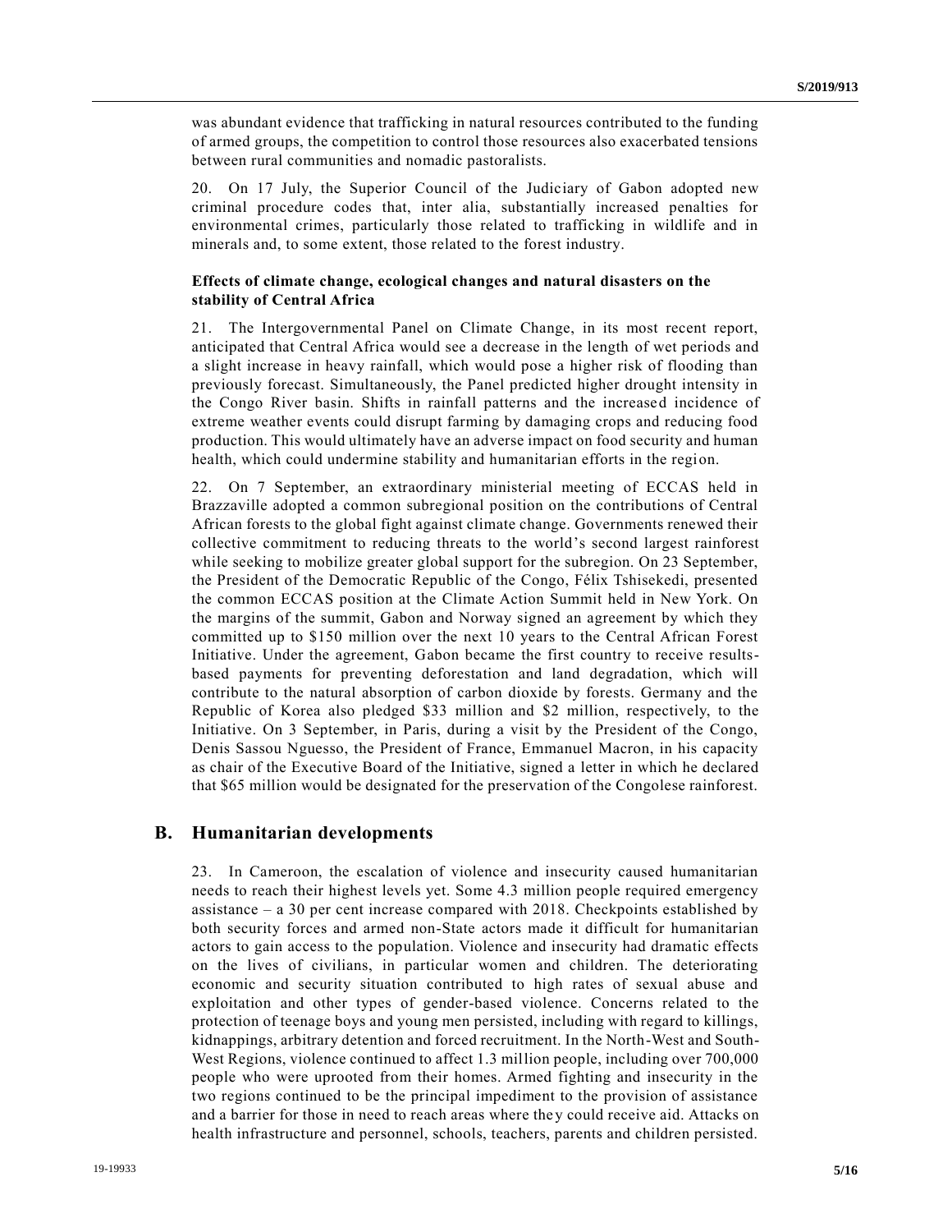was abundant evidence that trafficking in natural resources contributed to the funding of armed groups, the competition to control those resources also exacerbated tensions between rural communities and nomadic pastoralists.

20. On 17 July, the Superior Council of the Judiciary of Gabon adopted new criminal procedure codes that, inter alia, substantially increased penalties for environmental crimes, particularly those related to trafficking in wildlife and in minerals and, to some extent, those related to the forest industry.

### Effects of climate change, ecological changes and natural disasters on the stability of Central Africa

21. The Intergovernmental Panel on Climate Change, in its most recent report, anticipated that Central Africa would see a decrease in the length of wet periods and a slight increase in heavy rainfall, which would pose a higher risk of flooding than previously forecast. Simultaneously, the Panel predicted higher drought intensity in the Congo River basin. Shifts in rainfall patterns and the increased incidence of extreme weather events could disrupt farming by damaging crops and reducing food production. This would ultimately have an adverse impact on food security and human health, which could undermine stability and humanitarian efforts in the region.

22. On 7 September, an extraordinary ministerial meeting of ECCAS held in Brazzaville adopted a common subregional position on the contributions of Central African forests to the global fight against climate change. Governments renewed their collective commitment to reducing threats to the world's second largest rainforest while seeking to mobilize greater global support for the subregion. On 23 September, the President of the Democratic Republic of the Congo, Félix Tshisekedi, presented the common ECCAS position at the Climate Action Summit held in New York. On the margins of the summit, Gabon and Norway signed an agreement by which they committed up to $150 million over the next 10 years to the Central African Forest Initiative. Under the agreement, Gabon became the first country to receive results-based payments for preventing deforestation and land degradation, which will contribute to the natural absorption of carbon dioxide by forests. Germany and the Republic of Korea also pledged $33 million and $2 million, respectively, to the Initiative. On 3 September, in Paris, during a visit by the President of the Congo, Denis Sassou Nguesso, the President of France, Emmanuel Macron, in his capacity as chair of the Executive Board of the Initiative, signed a letter in which he declared that $65 million would be designated for the preservation of the Congolese rainforest.

## B. Humanitarian developments

23. In Cameroon, the escalation of violence and insecurity caused humanitarian needs to reach their highest levels yet. Some 4.3 million people required emergency assistance – a 30 per cent increase compared with 2018. Checkpoints established by both security forces and armed non-State actors made it difficult for humanitarian actors to gain access to the population. Violence and insecurity had dramatic effects on the lives of civilians, in particular women and children. The deteriorating economic and security situation contributed to high rates of sexual abuse and exploitation and other types of gender-based violence. Concerns related to the protection of teenage boys and young men persisted, including with regard to killings, kidnappings, arbitrary detention and forced recruitment. In the North-West and South-West Regions, violence continued to affect 1.3 million people, including over 700,000 people who were uprooted from their homes. Armed fighting and insecurity in the two regions continued to be the principal impediment to the provision of assistance and a barrier for those in need to reach areas where they could receive aid. Attacks on health infrastructure and personnel, schools, teachers, parents and children persisted.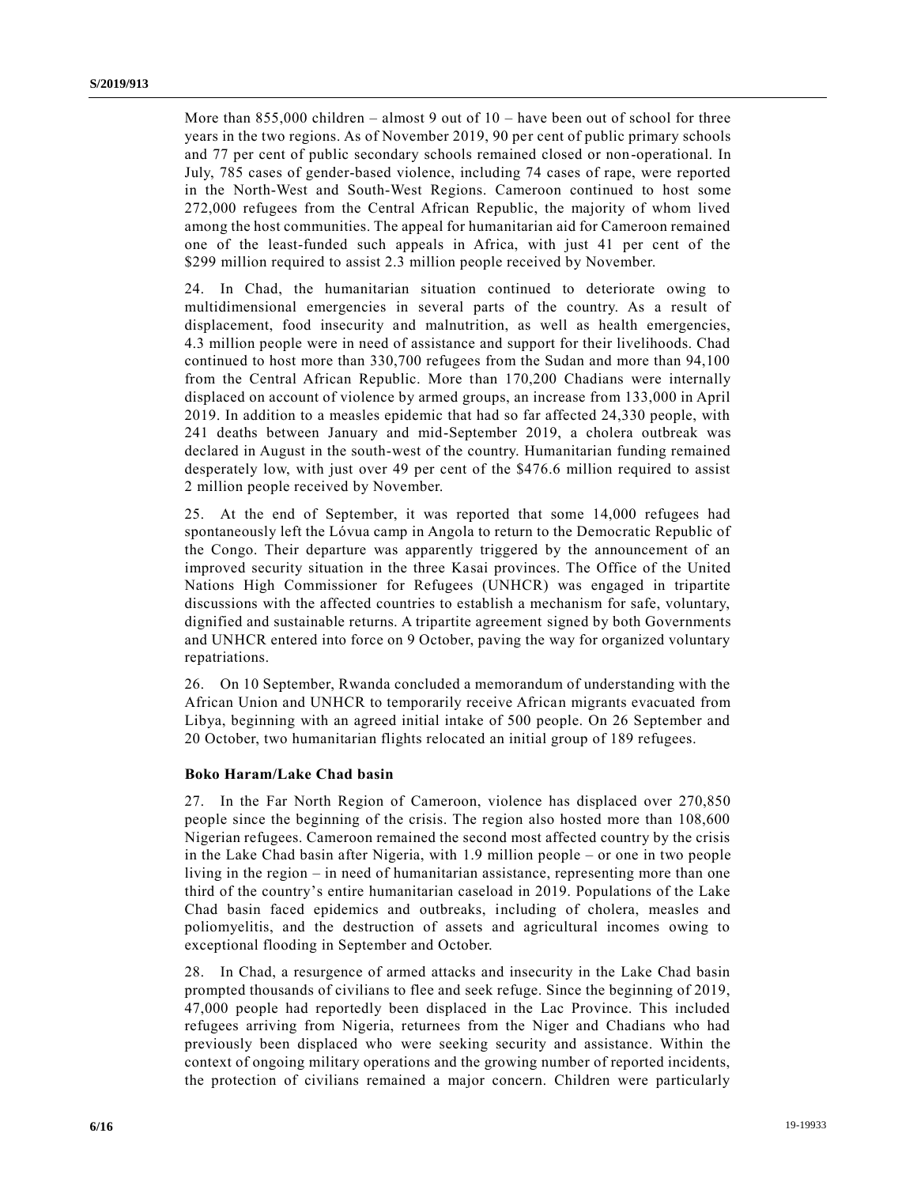More than 855,000 children – almost 9 out of 10 – have been out of school for three years in the two regions. As of November 2019, 90 per cent of public primary schools and 77 per cent of public secondary schools remained closed or non-operational. In July, 785 cases of gender-based violence, including 74 cases of rape, were reported in the North-West and South-West Regions. Cameroon continued to host some 272,000 refugees from the Central African Republic, the majority of whom lived among the host communities. The appeal for humanitarian aid for Cameroon remained one of the least-funded such appeals in Africa, with just 41 per cent of the $299 million required to assist 2.3 million people received by November.

24. In Chad, the humanitarian situation continued to deteriorate owing to multidimensional emergencies in several parts of the country. As a result of displacement, food insecurity and malnutrition, as well as health emergencies, 4.3 million people were in need of assistance and support for their livelihoods. Chad continued to host more than 330,700 refugees from the Sudan and more than 94,100 from the Central African Republic. More than 170,200 Chadians were internally displaced on account of violence by armed groups, an increase from 133,000 in April 2019. In addition to a measles epidemic that had so far affected 24,330 people, with 241 deaths between January and mid-September 2019, a cholera outbreak was declared in August in the south-west of the country. Humanitarian funding remained desperately low, with just over 49 per cent of the $476.6 million required to assist 2 million people received by November.

25. At the end of September, it was reported that some 14,000 refugees had spontaneously left the Lóvua camp in Angola to return to the Democratic Republic of the Congo. Their departure was apparently triggered by the announcement of an improved security situation in the three Kasai provinces. The Office of the United Nations High Commissioner for Refugees (UNHCR) was engaged in tripartite discussions with the affected countries to establish a mechanism for safe, voluntary, dignified and sustainable returns. A tripartite agreement signed by both Governments and UNHCR entered into force on 9 October, paving the way for organized voluntary repatriations.

26. On 10 September, Rwanda concluded a memorandum of understanding with the African Union and UNHCR to temporarily receive African migrants evacuated from Libya, beginning with an agreed initial intake of 500 people. On 26 September and 20 October, two humanitarian flights relocated an initial group of 189 refugees.

**Boko Haram/Lake Chad basin**

27. In the Far North Region of Cameroon, violence has displaced over 270,850 people since the beginning of the crisis. The region also hosted more than 108,600 Nigerian refugees. Cameroon remained the second most affected country by the crisis in the Lake Chad basin after Nigeria, with 1.9 million people – or one in two people living in the region – in need of humanitarian assistance, representing more than one third of the country's entire humanitarian caseload in 2019. Populations of the Lake Chad basin faced epidemics and outbreaks, including of cholera, measles and poliomyelitis, and the destruction of assets and agricultural incomes owing to exceptional flooding in September and October.

28. In Chad, a resurgence of armed attacks and insecurity in the Lake Chad basin prompted thousands of civilians to flee and seek refuge. Since the beginning of 2019, 47,000 people had reportedly been displaced in the Lac Province. This included refugees arriving from Nigeria, returnees from the Niger and Chadians who had previously been displaced who were seeking security and assistance. Within the context of ongoing military operations and the growing number of reported incidents, the protection of civilians remained a major concern. Children were particularly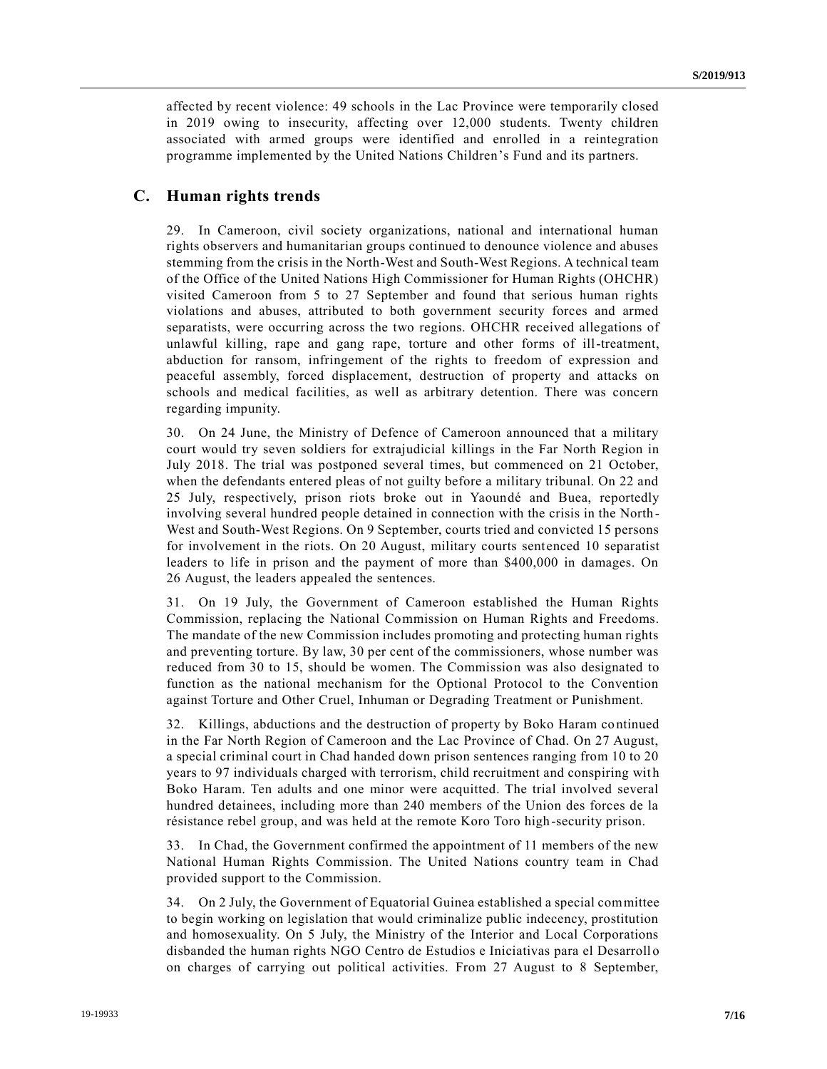affected by recent violence: 49 schools in the Lac Province were temporarily closed in 2019 owing to insecurity, affecting over 12,000 students. Twenty children associated with armed groups were identified and enrolled in a reintegration programme implemented by the United Nations Children's Fund and its partners.

## C. Human rights trends

29. In Cameroon, civil society organizations, national and international human rights observers and humanitarian groups continued to denounce violence and abuses stemming from the crisis in the North-West and South-West Regions. A technical team of the Office of the United Nations High Commissioner for Human Rights (OHCHR) visited Cameroon from 5 to 27 September and found that serious human rights violations and abuses, attributed to both government security forces and armed separatists, were occurring across the two regions. OHCHR received allegations of unlawful killing, rape and gang rape, torture and other forms of ill-treatment, abduction for ransom, infringement of the rights to freedom of expression and peaceful assembly, forced displacement, destruction of property and attacks on schools and medical facilities, as well as arbitrary detention. There was concern regarding impunity.

30. On 24 June, the Ministry of Defence of Cameroon announced that a military court would try seven soldiers for extrajudicial killings in the Far North Region in July 2018. The trial was postponed several times, but commenced on 21 October, when the defendants entered pleas of not guilty before a military tribunal. On 22 and 25 July, respectively, prison riots broke out in Yaoundé and Buea, reportedly involving several hundred people detained in connection with the crisis in the North-West and South-West Regions. On 9 September, courts tried and convicted 15 persons for involvement in the riots. On 20 August, military courts sentenced 10 separatist leaders to life in prison and the payment of more than $400,000 in damages. On 26 August, the leaders appealed the sentences.

31. On 19 July, the Government of Cameroon established the Human Rights Commission, replacing the National Commission on Human Rights and Freedoms. The mandate of the new Commission includes promoting and protecting human rights and preventing torture. By law, 30 per cent of the commissioners, whose number was reduced from 30 to 15, should be women. The Commission was also designated to function as the national mechanism for the Optional Protocol to the Convention against Torture and Other Cruel, Inhuman or Degrading Treatment or Punishment.

32. Killings, abductions and the destruction of property by Boko Haram continued in the Far North Region of Cameroon and the Lac Province of Chad. On 27 August, a special criminal court in Chad handed down prison sentences ranging from 10 to 20 years to 97 individuals charged with terrorism, child recruitment and conspiring with Boko Haram. Ten adults and one minor were acquitted. The trial involved several hundred detainees, including more than 240 members of the Union des forces de la résistance rebel group, and was held at the remote Koro Toro high-security prison.

33. In Chad, the Government confirmed the appointment of 11 members of the new National Human Rights Commission. The United Nations country team in Chad provided support to the Commission.

34. On 2 July, the Government of Equatorial Guinea established a special committee to begin working on legislation that would criminalize public indecency, prostitution and homosexuality. On 5 July, the Ministry of the Interior and Local Corporations disbanded the human rights NGO Centro de Estudios e Iniciativas para el Desarrollo on charges of carrying out political activities. From 27 August to 8 September,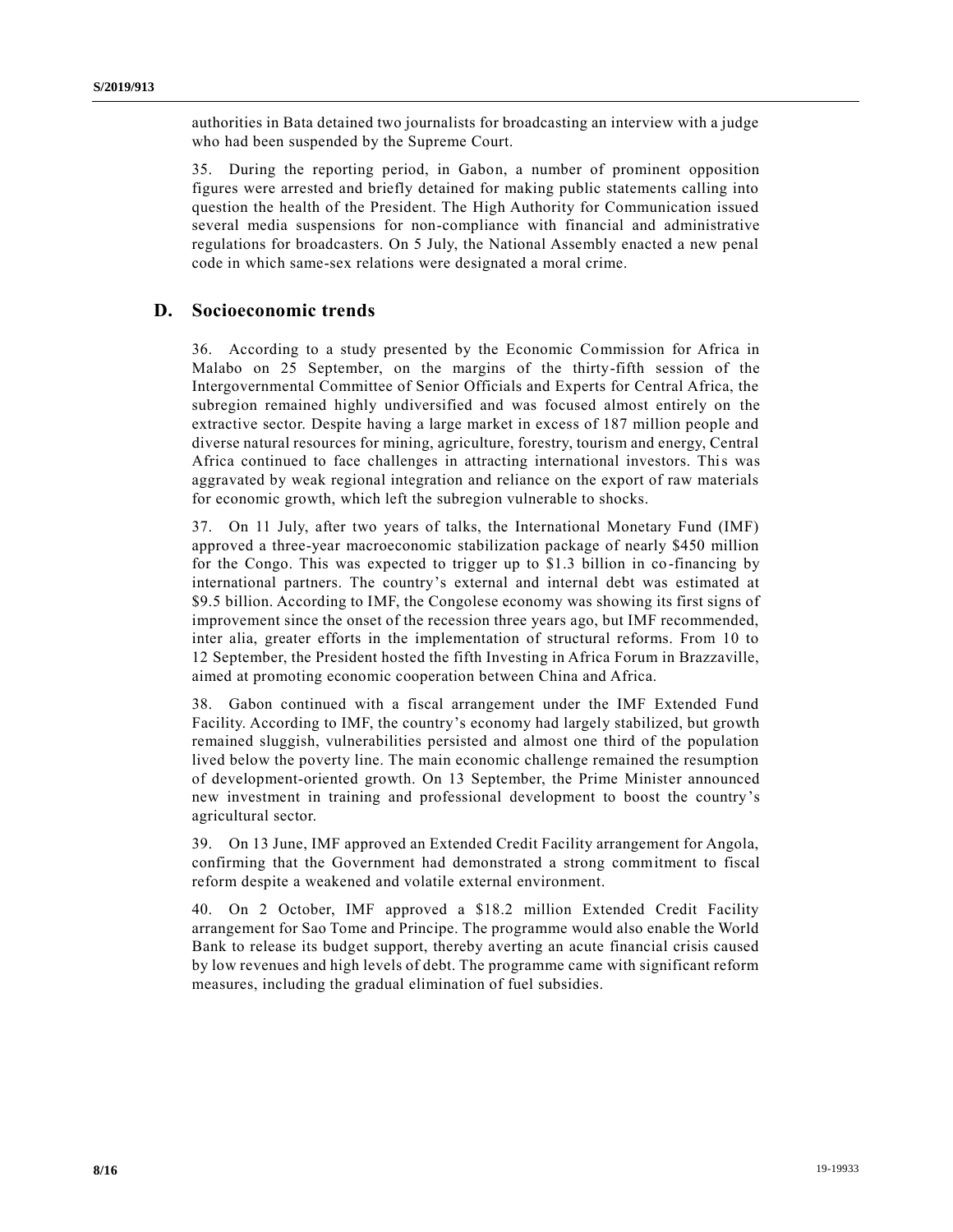authorities in Bata detained two journalists for broadcasting an interview with a judge who had been suspended by the Supreme Court.

35. During the reporting period, in Gabon, a number of prominent opposition figures were arrested and briefly detained for making public statements calling into question the health of the President. The High Authority for Communication issued several media suspensions for non-compliance with financial and administrative regulations for broadcasters. On 5 July, the National Assembly enacted a new penal code in which same-sex relations were designated a moral crime.

## D. Socioeconomic trends

36. According to a study presented by the Economic Commission for Africa in Malabo on 25 September, on the margins of the thirty-fifth session of the Intergovernmental Committee of Senior Officials and Experts for Central Africa, the subregion remained highly undiversified and was focused almost entirely on the extractive sector. Despite having a large market in excess of 187 million people and diverse natural resources for mining, agriculture, forestry, tourism and energy, Central Africa continued to face challenges in attracting international investors. This was aggravated by weak regional integration and reliance on the export of raw materials for economic growth, which left the subregion vulnerable to shocks.

37. On 11 July, after two years of talks, the International Monetary Fund (IMF) approved a three-year macroeconomic stabilization package of nearly $450 million for the Congo. This was expected to trigger up to $1.3 billion in co-financing by international partners. The country's external and internal debt was estimated at $9.5 billion. According to IMF, the Congolese economy was showing its first signs of improvement since the onset of the recession three years ago, but IMF recommended, inter alia, greater efforts in the implementation of structural reforms. From 10 to 12 September, the President hosted the fifth Investing in Africa Forum in Brazzaville, aimed at promoting economic cooperation between China and Africa.

38. Gabon continued with a fiscal arrangement under the IMF Extended Fund Facility. According to IMF, the country's economy had largely stabilized, but growth remained sluggish, vulnerabilities persisted and almost one third of the population lived below the poverty line. The main economic challenge remained the resumption of development-oriented growth. On 13 September, the Prime Minister announced new investment in training and professional development to boost the country's agricultural sector.

39. On 13 June, IMF approved an Extended Credit Facility arrangement for Angola, confirming that the Government had demonstrated a strong commitment to fiscal reform despite a weakened and volatile external environment.

40. On 2 October, IMF approved a $18.2 million Extended Credit Facility arrangement for Sao Tome and Principe. The programme would also enable the World Bank to release its budget support, thereby averting an acute financial crisis caused by low revenues and high levels of debt. The programme came with significant reform measures, including the gradual elimination of fuel subsidies.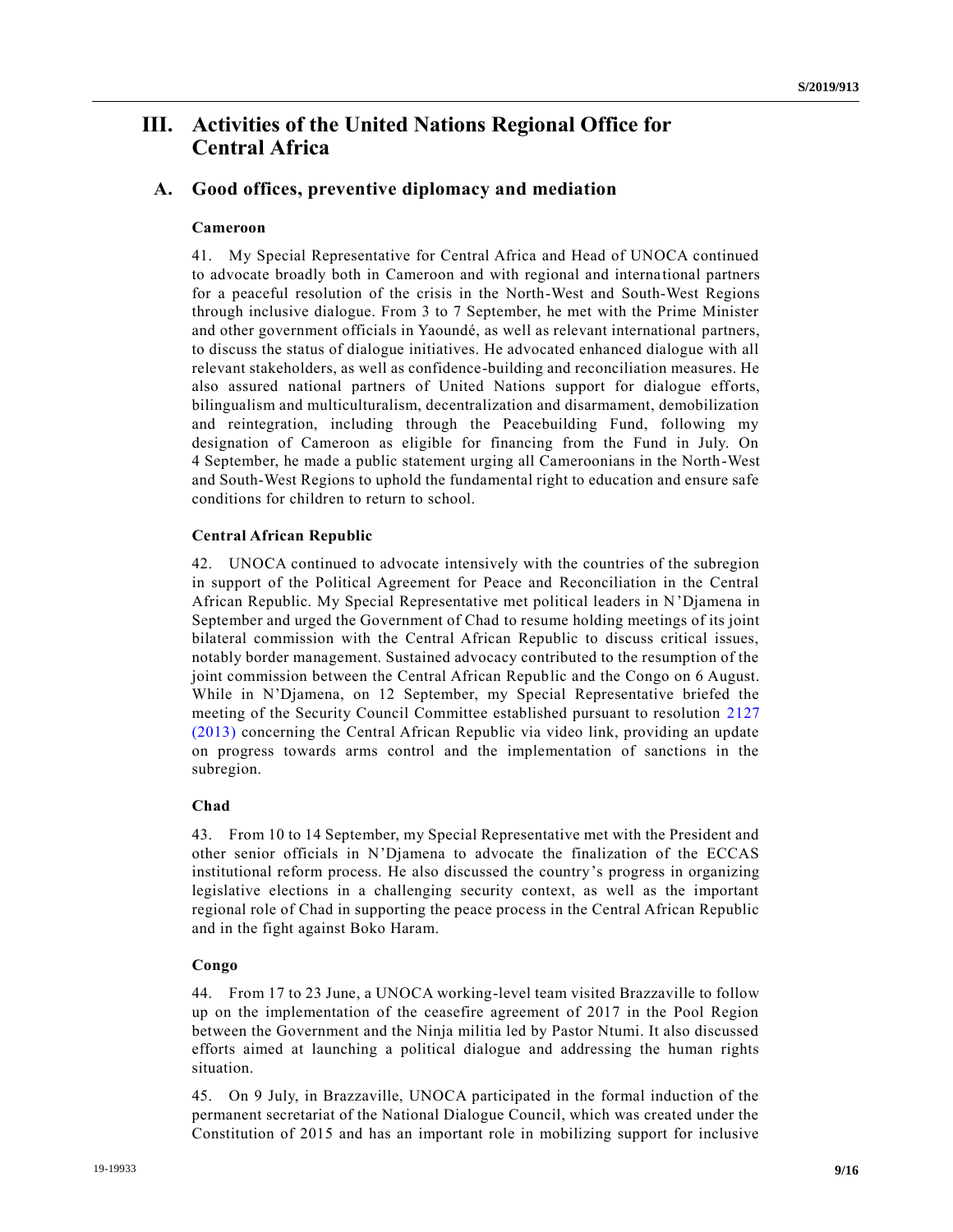## III. Activities of the United Nations Regional Office for Central Africa

### A. Good offices, preventive diplomacy and mediation

**Cameroon**

41. My Special Representative for Central Africa and Head of UNOCA continued to advocate broadly both in Cameroon and with regional and international partners for a peaceful resolution of the crisis in the North-West and South-West Regions through inclusive dialogue. From 3 to 7 September, he met with the Prime Minister and other government officials in Yaoundé, as well as relevant international partners, to discuss the status of dialogue initiatives. He advocated enhanced dialogue with all relevant stakeholders, as well as confidence-building and reconciliation measures. He also assured national partners of United Nations support for dialogue efforts, bilingualism and multiculturalism, decentralization and disarmament, demobilization and reintegration, including through the Peacebuilding Fund, following my designation of Cameroon as eligible for financing from the Fund in July. On 4 September, he made a public statement urging all Cameroonians in the North-West and South-West Regions to uphold the fundamental right to education and ensure safe conditions for children to return to school.

**Central African Republic**

42. UNOCA continued to advocate intensively with the countries of the subregion in support of the Political Agreement for Peace and Reconciliation in the Central African Republic. My Special Representative met political leaders in N'Djamena in September and urged the Government of Chad to resume holding meetings of its joint bilateral commission with the Central African Republic to discuss critical issues, notably border management. Sustained advocacy contributed to the resumption of the joint commission between the Central African Republic and the Congo on 6 August. While in N'Djamena, on 12 September, my Special Representative briefed the meeting of the Security Council Committee established pursuant to resolution 2127 (2013) concerning the Central African Republic via video link, providing an update on progress towards arms control and the implementation of sanctions in the subregion.

**Chad**

43. From 10 to 14 September, my Special Representative met with the President and other senior officials in N'Djamena to advocate the finalization of the ECCAS institutional reform process. He also discussed the country's progress in organizing legislative elections in a challenging security context, as well as the important regional role of Chad in supporting the peace process in the Central African Republic and in the fight against Boko Haram.

**Congo**

44. From 17 to 23 June, a UNOCA working-level team visited Brazzaville to follow up on the implementation of the ceasefire agreement of 2017 in the Pool Region between the Government and the Ninja militia led by Pastor Ntumi. It also discussed efforts aimed at launching a political dialogue and addressing the human rights situation.

45. On 9 July, in Brazzaville, UNOCA participated in the formal induction of the permanent secretariat of the National Dialogue Council, which was created under the Constitution of 2015 and has an important role in mobilizing support for inclusive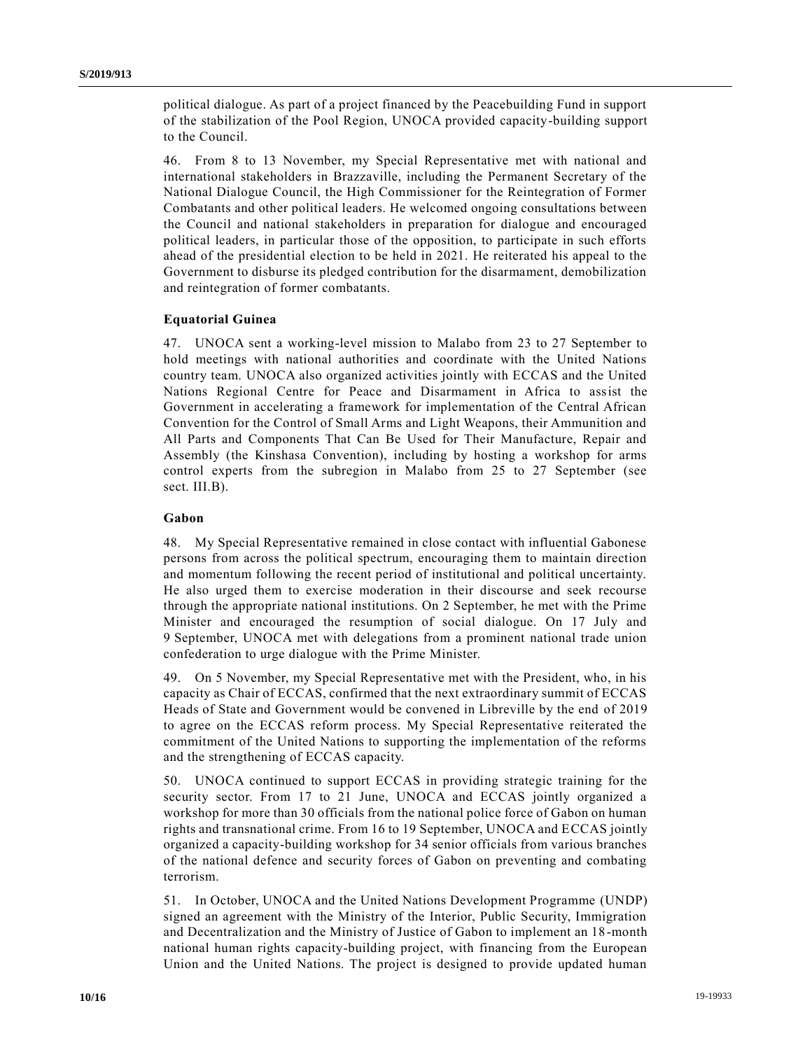political dialogue. As part of a project financed by the Peacebuilding Fund in support of the stabilization of the Pool Region, UNOCA provided capacity-building support to the Council.

46. From 8 to 13 November, my Special Representative met with national and international stakeholders in Brazzaville, including the Permanent Secretary of the National Dialogue Council, the High Commissioner for the Reintegration of Former Combatants and other political leaders. He welcomed ongoing consultations between the Council and national stakeholders in preparation for dialogue and encouraged political leaders, in particular those of the opposition, to participate in such efforts ahead of the presidential election to be held in 2021. He reiterated his appeal to the Government to disburse its pledged contribution for the disarmament, demobilization and reintegration of former combatants.

### Equatorial Guinea

47. UNOCA sent a working-level mission to Malabo from 23 to 27 September to hold meetings with national authorities and coordinate with the United Nations country team. UNOCA also organized activities jointly with ECCAS and the United Nations Regional Centre for Peace and Disarmament in Africa to assist the Government in accelerating a framework for implementation of the Central African Convention for the Control of Small Arms and Light Weapons, their Ammunition and All Parts and Components That Can Be Used for Their Manufacture, Repair and Assembly (the Kinshasa Convention), including by hosting a workshop for arms control experts from the subregion in Malabo from 25 to 27 September (see sect. III.B).

### Gabon

48. My Special Representative remained in close contact with influential Gabonese persons from across the political spectrum, encouraging them to maintain direction and momentum following the recent period of institutional and political uncertainty. He also urged them to exercise moderation in their discourse and seek recourse through the appropriate national institutions. On 2 September, he met with the Prime Minister and encouraged the resumption of social dialogue. On 17 July and 9 September, UNOCA met with delegations from a prominent national trade union confederation to urge dialogue with the Prime Minister.

49. On 5 November, my Special Representative met with the President, who, in his capacity as Chair of ECCAS, confirmed that the next extraordinary summit of ECCAS Heads of State and Government would be convened in Libreville by the end of 2019 to agree on the ECCAS reform process. My Special Representative reiterated the commitment of the United Nations to supporting the implementation of the reforms and the strengthening of ECCAS capacity.

50. UNOCA continued to support ECCAS in providing strategic training for the security sector. From 17 to 21 June, UNOCA and ECCAS jointly organized a workshop for more than 30 officials from the national police force of Gabon on human rights and transnational crime. From 16 to 19 September, UNOCA and ECCAS jointly organized a capacity-building workshop for 34 senior officials from various branches of the national defence and security forces of Gabon on preventing and combating terrorism.

51. In October, UNOCA and the United Nations Development Programme (UNDP) signed an agreement with the Ministry of the Interior, Public Security, Immigration and Decentralization and the Ministry of Justice of Gabon to implement an 18-month national human rights capacity-building project, with financing from the European Union and the United Nations. The project is designed to provide updated human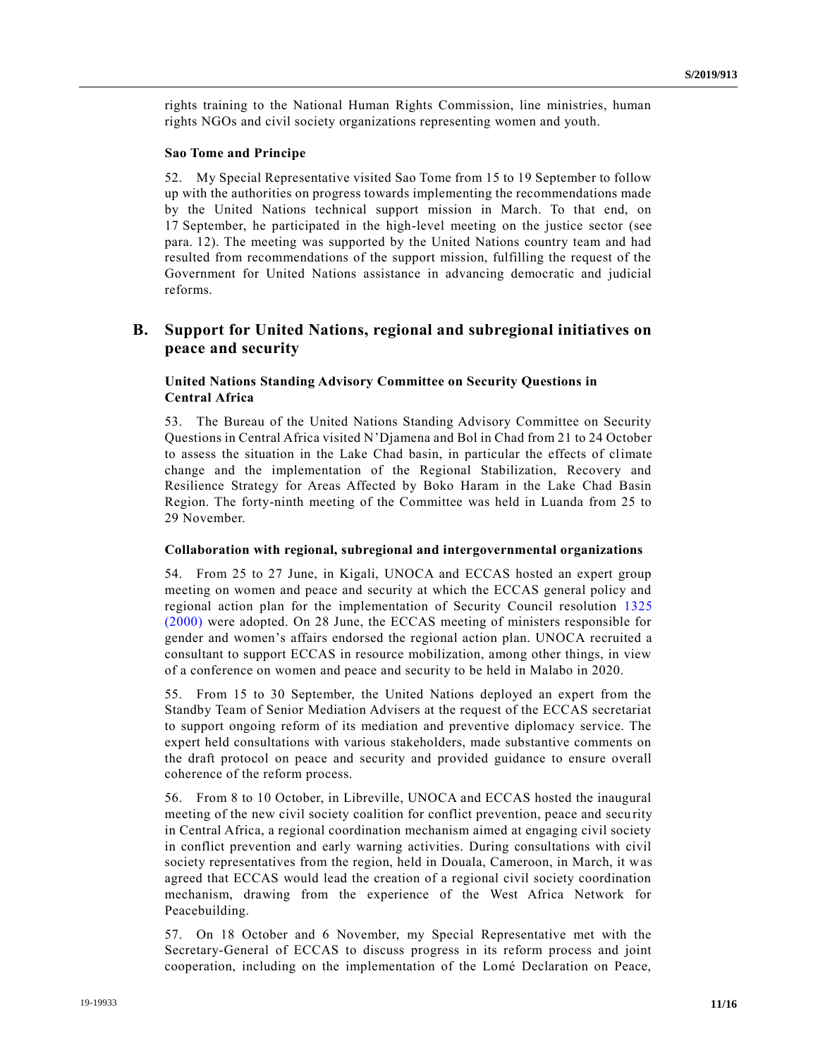rights training to the National Human Rights Commission, line ministries, human rights NGOs and civil society organizations representing women and youth.

### Sao Tome and Principe

52. My Special Representative visited Sao Tome from 15 to 19 September to follow up with the authorities on progress towards implementing the recommendations made by the United Nations technical support mission in March. To that end, on 17 September, he participated in the high-level meeting on the justice sector (see para. 12). The meeting was supported by the United Nations country team and had resulted from recommendations of the support mission, fulfilling the request of the Government for United Nations assistance in advancing democratic and judicial reforms.

## B. Support for United Nations, regional and subregional initiatives on peace and security

### United Nations Standing Advisory Committee on Security Questions in Central Africa

53. The Bureau of the United Nations Standing Advisory Committee on Security Questions in Central Africa visited N'Djamena and Bol in Chad from 21 to 24 October to assess the situation in the Lake Chad basin, in particular the effects of climate change and the implementation of the Regional Stabilization, Recovery and Resilience Strategy for Areas Affected by Boko Haram in the Lake Chad Basin Region. The forty-ninth meeting of the Committee was held in Luanda from 25 to 29 November.

### Collaboration with regional, subregional and intergovernmental organizations

54. From 25 to 27 June, in Kigali, UNOCA and ECCAS hosted an expert group meeting on women and peace and security at which the ECCAS general policy and regional action plan for the implementation of Security Council resolution 1325 (2000) were adopted. On 28 June, the ECCAS meeting of ministers responsible for gender and women's affairs endorsed the regional action plan. UNOCA recruited a consultant to support ECCAS in resource mobilization, among other things, in view of a conference on women and peace and security to be held in Malabo in 2020.

55. From 15 to 30 September, the United Nations deployed an expert from the Standby Team of Senior Mediation Advisers at the request of the ECCAS secretariat to support ongoing reform of its mediation and preventive diplomacy service. The expert held consultations with various stakeholders, made substantive comments on the draft protocol on peace and security and provided guidance to ensure overall coherence of the reform process.

56. From 8 to 10 October, in Libreville, UNOCA and ECCAS hosted the inaugural meeting of the new civil society coalition for conflict prevention, peace and security in Central Africa, a regional coordination mechanism aimed at engaging civil society in conflict prevention and early warning activities. During consultations with civil society representatives from the region, held in Douala, Cameroon, in March, it was agreed that ECCAS would lead the creation of a regional civil society coordination mechanism, drawing from the experience of the West Africa Network for Peacebuilding.

57. On 18 October and 6 November, my Special Representative met with the Secretary-General of ECCAS to discuss progress in its reform process and joint cooperation, including on the implementation of the Lomé Declaration on Peace,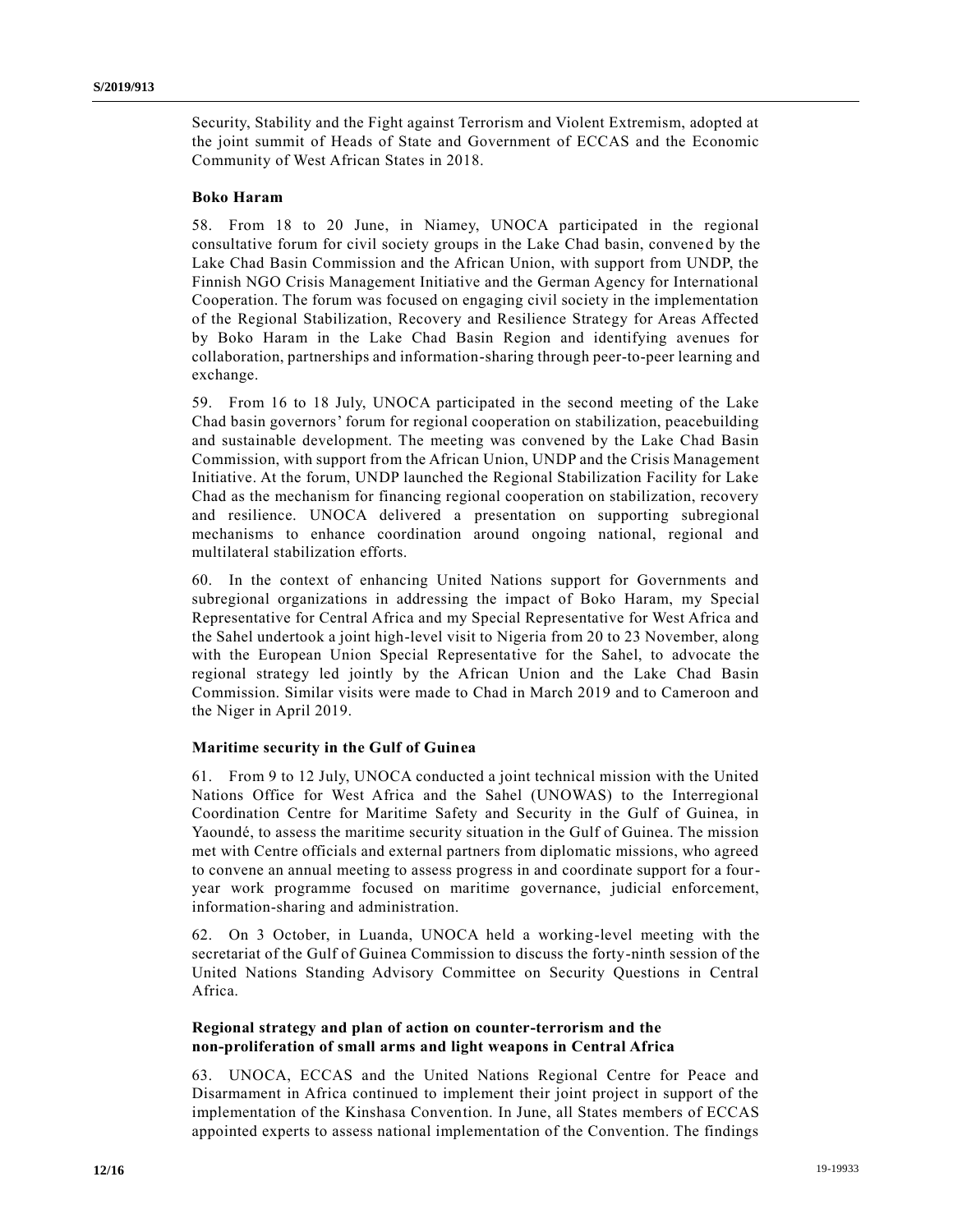Security, Stability and the Fight against Terrorism and Violent Extremism, adopted at the joint summit of Heads of State and Government of ECCAS and the Economic Community of West African States in 2018.

### Boko Haram

58. From 18 to 20 June, in Niamey, UNOCA participated in the regional consultative forum for civil society groups in the Lake Chad basin, convened by the Lake Chad Basin Commission and the African Union, with support from UNDP, the Finnish NGO Crisis Management Initiative and the German Agency for International Cooperation. The forum was focused on engaging civil society in the implementation of the Regional Stabilization, Recovery and Resilience Strategy for Areas Affected by Boko Haram in the Lake Chad Basin Region and identifying avenues for collaboration, partnerships and information-sharing through peer-to-peer learning and exchange.

59. From 16 to 18 July, UNOCA participated in the second meeting of the Lake Chad basin governors' forum for regional cooperation on stabilization, peacebuilding and sustainable development. The meeting was convened by the Lake Chad Basin Commission, with support from the African Union, UNDP and the Crisis Management Initiative. At the forum, UNDP launched the Regional Stabilization Facility for Lake Chad as the mechanism for financing regional cooperation on stabilization, recovery and resilience. UNOCA delivered a presentation on supporting subregional mechanisms to enhance coordination around ongoing national, regional and multilateral stabilization efforts.

60. In the context of enhancing United Nations support for Governments and subregional organizations in addressing the impact of Boko Haram, my Special Representative for Central Africa and my Special Representative for West Africa and the Sahel undertook a joint high-level visit to Nigeria from 20 to 23 November, along with the European Union Special Representative for the Sahel, to advocate the regional strategy led jointly by the African Union and the Lake Chad Basin Commission. Similar visits were made to Chad in March 2019 and to Cameroon and the Niger in April 2019.

### Maritime security in the Gulf of Guinea

61. From 9 to 12 July, UNOCA conducted a joint technical mission with the United Nations Office for West Africa and the Sahel (UNOWAS) to the Interregional Coordination Centre for Maritime Safety and Security in the Gulf of Guinea, in Yaoundé, to assess the maritime security situation in the Gulf of Guinea. The mission met with Centre officials and external partners from diplomatic missions, who agreed to convene an annual meeting to assess progress in and coordinate support for a four-year work programme focused on maritime governance, judicial enforcement, information-sharing and administration.

62. On 3 October, in Luanda, UNOCA held a working-level meeting with the secretariat of the Gulf of Guinea Commission to discuss the forty-ninth session of the United Nations Standing Advisory Committee on Security Questions in Central Africa.

### Regional strategy and plan of action on counter-terrorism and the non-proliferation of small arms and light weapons in Central Africa

63. UNOCA, ECCAS and the United Nations Regional Centre for Peace and Disarmament in Africa continued to implement their joint project in support of the implementation of the Kinshasa Convention. In June, all States members of ECCAS appointed experts to assess national implementation of the Convention. The findings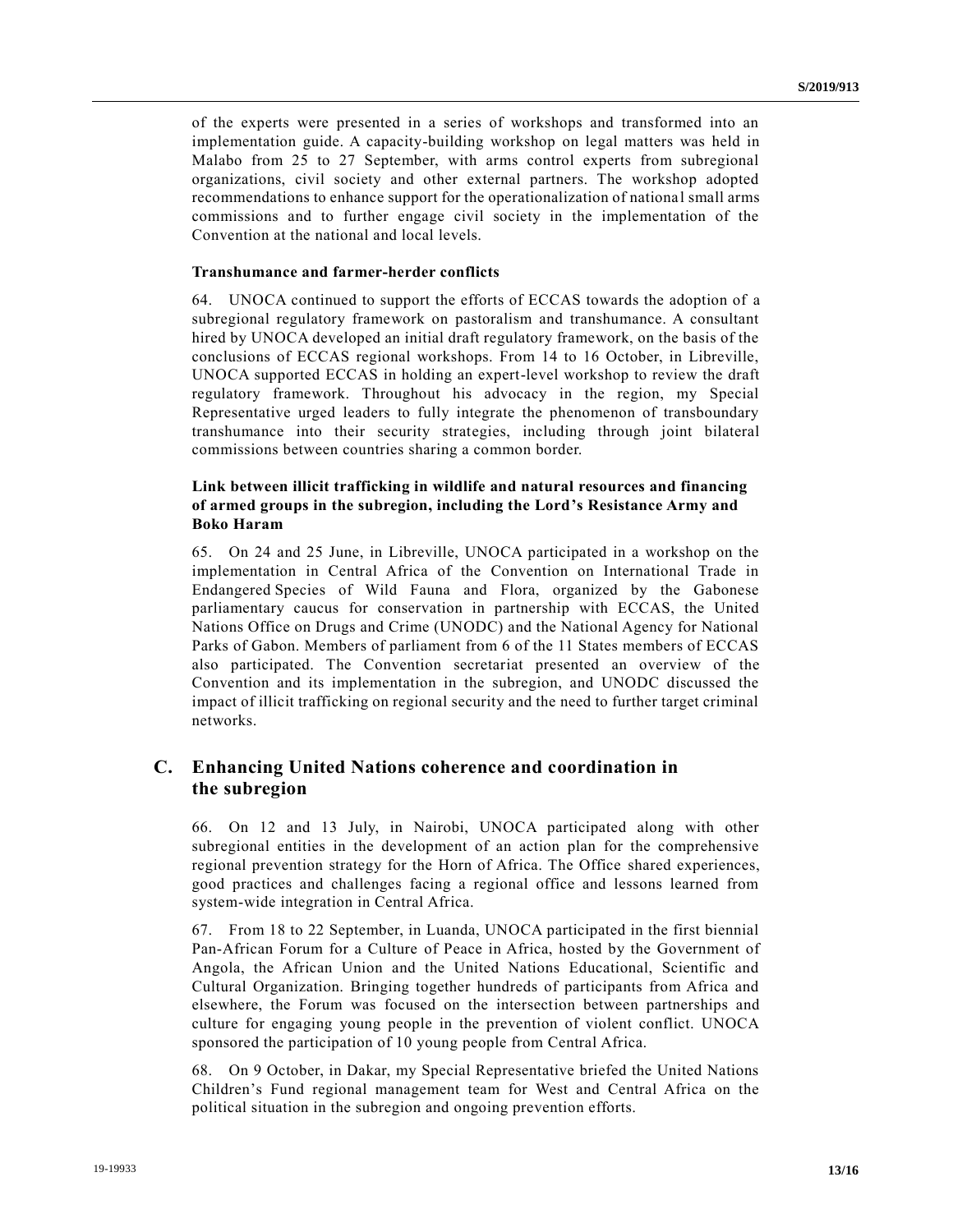of the experts were presented in a series of workshops and transformed into an implementation guide. A capacity-building workshop on legal matters was held in Malabo from 25 to 27 September, with arms control experts from subregional organizations, civil society and other external partners. The workshop adopted recommendations to enhance support for the operationalization of national small arms commissions and to further engage civil society in the implementation of the Convention at the national and local levels.

**Transhumance and farmer-herder conflicts**

64. UNOCA continued to support the efforts of ECCAS towards the adoption of a subregional regulatory framework on pastoralism and transhumance. A consultant hired by UNOCA developed an initial draft regulatory framework, on the basis of the conclusions of ECCAS regional workshops. From 14 to 16 October, in Libreville, UNOCA supported ECCAS in holding an expert-level workshop to review the draft regulatory framework. Throughout his advocacy in the region, my Special Representative urged leaders to fully integrate the phenomenon of transboundary transhumance into their security strategies, including through joint bilateral commissions between countries sharing a common border.

**Link between illicit trafficking in wildlife and natural resources and financing of armed groups in the subregion, including the Lord's Resistance Army and Boko Haram**

65. On 24 and 25 June, in Libreville, UNOCA participated in a workshop on the implementation in Central Africa of the Convention on International Trade in Endangered Species of Wild Fauna and Flora, organized by the Gabonese parliamentary caucus for conservation in partnership with ECCAS, the United Nations Office on Drugs and Crime (UNODC) and the National Agency for National Parks of Gabon. Members of parliament from 6 of the 11 States members of ECCAS also participated. The Convention secretariat presented an overview of the Convention and its implementation in the subregion, and UNODC discussed the impact of illicit trafficking on regional security and the need to further target criminal networks.

## C. Enhancing United Nations coherence and coordination in the subregion

66. On 12 and 13 July, in Nairobi, UNOCA participated along with other subregional entities in the development of an action plan for the comprehensive regional prevention strategy for the Horn of Africa. The Office shared experiences, good practices and challenges facing a regional office and lessons learned from system-wide integration in Central Africa.

67. From 18 to 22 September, in Luanda, UNOCA participated in the first biennial Pan-African Forum for a Culture of Peace in Africa, hosted by the Government of Angola, the African Union and the United Nations Educational, Scientific and Cultural Organization. Bringing together hundreds of participants from Africa and elsewhere, the Forum was focused on the intersection between partnerships and culture for engaging young people in the prevention of violent conflict. UNOCA sponsored the participation of 10 young people from Central Africa.

68. On 9 October, in Dakar, my Special Representative briefed the United Nations Children's Fund regional management team for West and Central Africa on the political situation in the subregion and ongoing prevention efforts.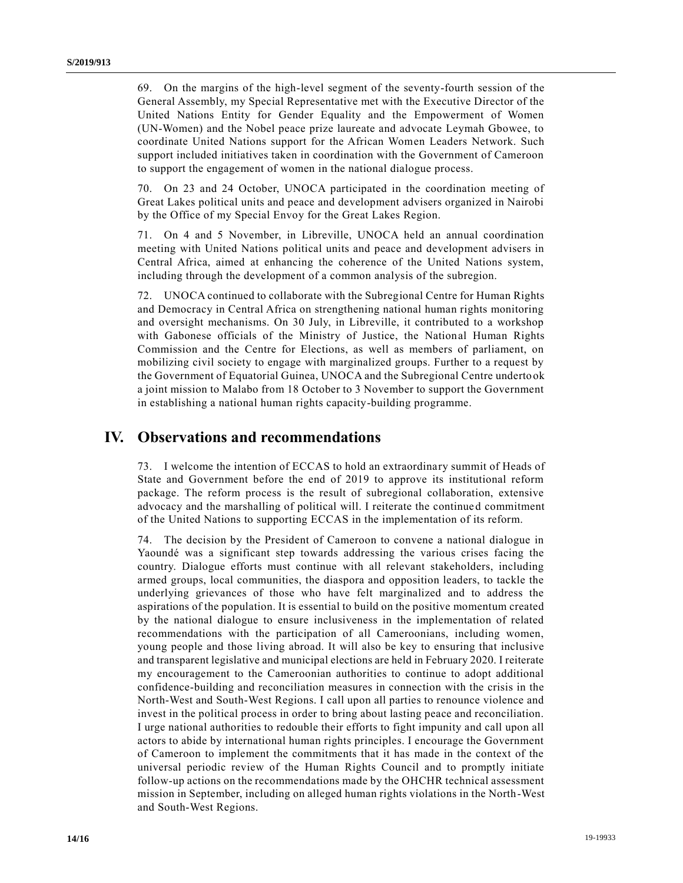69. On the margins of the high-level segment of the seventy-fourth session of the General Assembly, my Special Representative met with the Executive Director of the United Nations Entity for Gender Equality and the Empowerment of Women (UN-Women) and the Nobel peace prize laureate and advocate Leymah Gbowee, to coordinate United Nations support for the African Women Leaders Network. Such support included initiatives taken in coordination with the Government of Cameroon to support the engagement of women in the national dialogue process.

70. On 23 and 24 October, UNOCA participated in the coordination meeting of Great Lakes political units and peace and development advisers organized in Nairobi by the Office of my Special Envoy for the Great Lakes Region.

71. On 4 and 5 November, in Libreville, UNOCA held an annual coordination meeting with United Nations political units and peace and development advisers in Central Africa, aimed at enhancing the coherence of the United Nations system, including through the development of a common analysis of the subregion.

72. UNOCA continued to collaborate with the Subregional Centre for Human Rights and Democracy in Central Africa on strengthening national human rights monitoring and oversight mechanisms. On 30 July, in Libreville, it contributed to a workshop with Gabonese officials of the Ministry of Justice, the National Human Rights Commission and the Centre for Elections, as well as members of parliament, on mobilizing civil society to engage with marginalized groups. Further to a request by the Government of Equatorial Guinea, UNOCA and the Subregional Centre undertook a joint mission to Malabo from 18 October to 3 November to support the Government in establishing a national human rights capacity-building programme.

# IV. Observations and recommendations

73. I welcome the intention of ECCAS to hold an extraordinary summit of Heads of State and Government before the end of 2019 to approve its institutional reform package. The reform process is the result of subregional collaboration, extensive advocacy and the marshalling of political will. I reiterate the continued commitment of the United Nations to supporting ECCAS in the implementation of its reform.

74. The decision by the President of Cameroon to convene a national dialogue in Yaoundé was a significant step towards addressing the various crises facing the country. Dialogue efforts must continue with all relevant stakeholders, including armed groups, local communities, the diaspora and opposition leaders, to tackle the underlying grievances of those who have felt marginalized and to address the aspirations of the population. It is essential to build on the positive momentum created by the national dialogue to ensure inclusiveness in the implementation of related recommendations with the participation of all Cameroonians, including women, young people and those living abroad. It will also be key to ensuring that inclusive and transparent legislative and municipal elections are held in February 2020. I reiterate my encouragement to the Cameroonian authorities to continue to adopt additional confidence-building and reconciliation measures in connection with the crisis in the North-West and South-West Regions. I call upon all parties to renounce violence and invest in the political process in order to bring about lasting peace and reconciliation. I urge national authorities to redouble their efforts to fight impunity and call upon all actors to abide by international human rights principles. I encourage the Government of Cameroon to implement the commitments that it has made in the context of the universal periodic review of the Human Rights Council and to promptly initiate follow-up actions on the recommendations made by the OHCHR technical assessment mission in September, including on alleged human rights violations in the North-West and South-West Regions.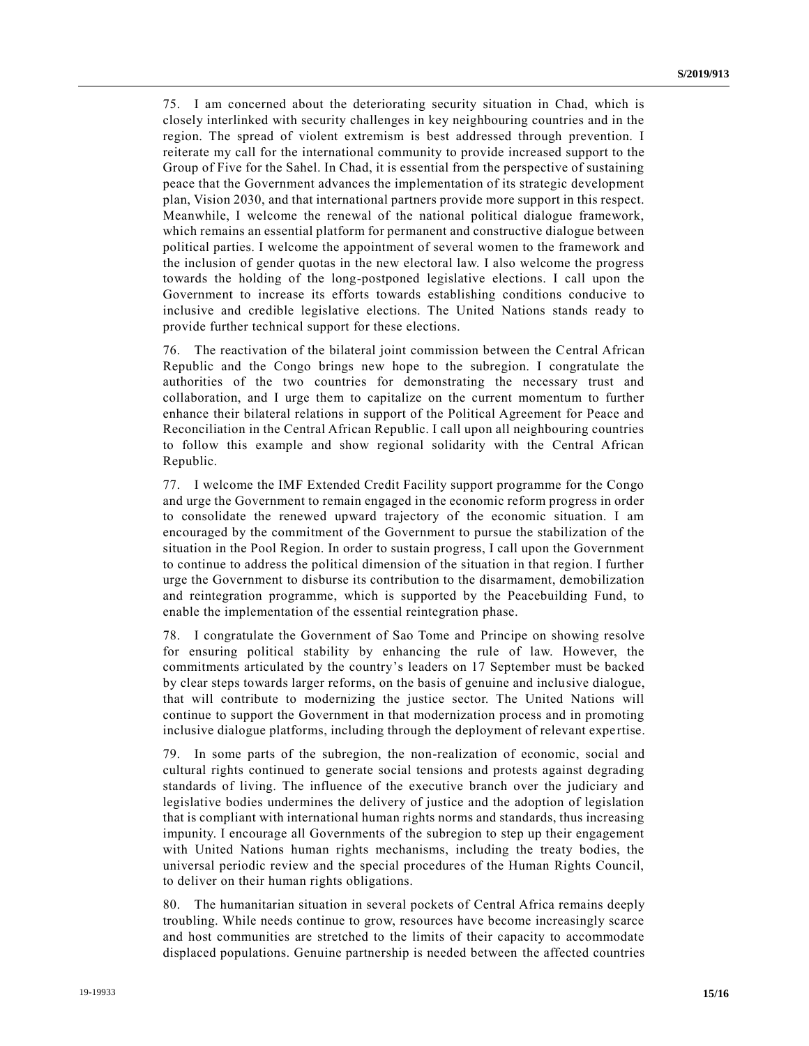75. I am concerned about the deteriorating security situation in Chad, which is closely interlinked with security challenges in key neighbouring countries and in the region. The spread of violent extremism is best addressed through prevention. I reiterate my call for the international community to provide increased support to the Group of Five for the Sahel. In Chad, it is essential from the perspective of sustaining peace that the Government advances the implementation of its strategic development plan, Vision 2030, and that international partners provide more support in this respect. Meanwhile, I welcome the renewal of the national political dialogue framework, which remains an essential platform for permanent and constructive dialogue between political parties. I welcome the appointment of several women to the framework and the inclusion of gender quotas in the new electoral law. I also welcome the progress towards the holding of the long-postponed legislative elections. I call upon the Government to increase its efforts towards establishing conditions conducive to inclusive and credible legislative elections. The United Nations stands ready to provide further technical support for these elections.

76. The reactivation of the bilateral joint commission between the Central African Republic and the Congo brings new hope to the subregion. I congratulate the authorities of the two countries for demonstrating the necessary trust and collaboration, and I urge them to capitalize on the current momentum to further enhance their bilateral relations in support of the Political Agreement for Peace and Reconciliation in the Central African Republic. I call upon all neighbouring countries to follow this example and show regional solidarity with the Central African Republic.

77. I welcome the IMF Extended Credit Facility support programme for the Congo and urge the Government to remain engaged in the economic reform progress in order to consolidate the renewed upward trajectory of the economic situation. I am encouraged by the commitment of the Government to pursue the stabilization of the situation in the Pool Region. In order to sustain progress, I call upon the Government to continue to address the political dimension of the situation in that region. I further urge the Government to disburse its contribution to the disarmament, demobilization and reintegration programme, which is supported by the Peacebuilding Fund, to enable the implementation of the essential reintegration phase.

78. I congratulate the Government of Sao Tome and Principe on showing resolve for ensuring political stability by enhancing the rule of law. However, the commitments articulated by the country's leaders on 17 September must be backed by clear steps towards larger reforms, on the basis of genuine and inclusive dialogue, that will contribute to modernizing the justice sector. The United Nations will continue to support the Government in that modernization process and in promoting inclusive dialogue platforms, including through the deployment of relevant expertise.

79. In some parts of the subregion, the non-realization of economic, social and cultural rights continued to generate social tensions and protests against degrading standards of living. The influence of the executive branch over the judiciary and legislative bodies undermines the delivery of justice and the adoption of legislation that is compliant with international human rights norms and standards, thus increasing impunity. I encourage all Governments of the subregion to step up their engagement with United Nations human rights mechanisms, including the treaty bodies, the universal periodic review and the special procedures of the Human Rights Council, to deliver on their human rights obligations.

80. The humanitarian situation in several pockets of Central Africa remains deeply troubling. While needs continue to grow, resources have become increasingly scarce and host communities are stretched to the limits of their capacity to accommodate displaced populations. Genuine partnership is needed between the affected countries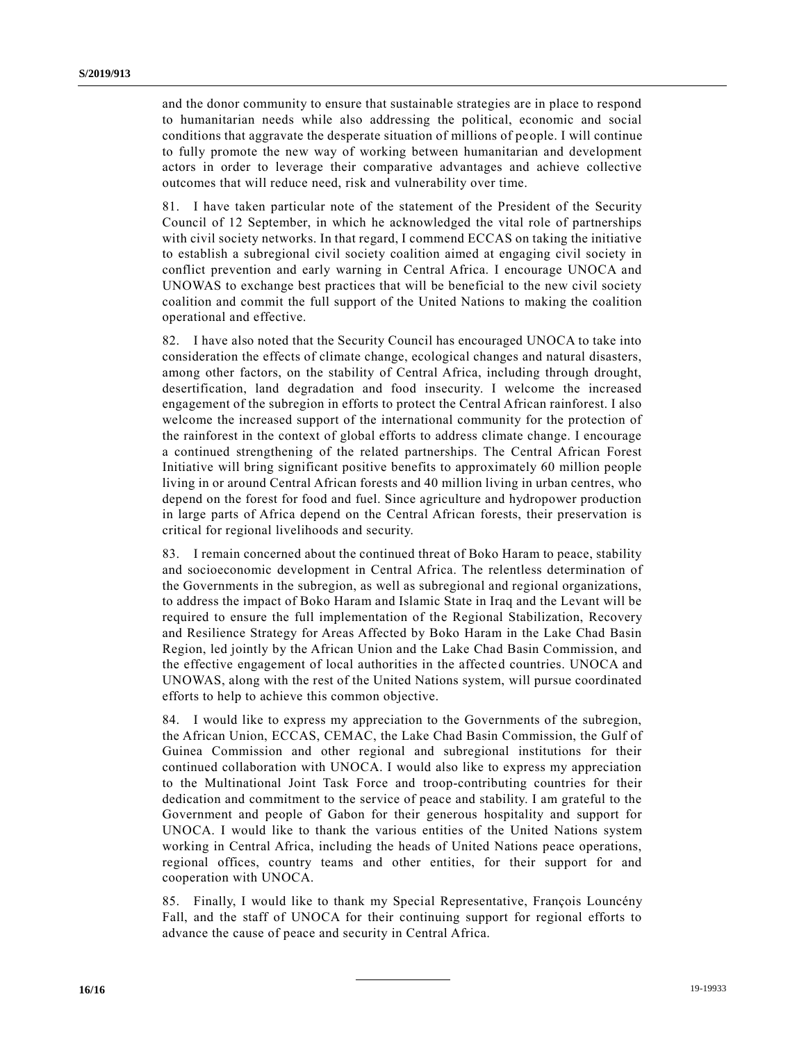and the donor community to ensure that sustainable strategies are in place to respond to humanitarian needs while also addressing the political, economic and social conditions that aggravate the desperate situation of millions of people. I will continue to fully promote the new way of working between humanitarian and development actors in order to leverage their comparative advantages and achieve collective outcomes that will reduce need, risk and vulnerability over time.

81. I have taken particular note of the statement of the President of the Security Council of 12 September, in which he acknowledged the vital role of partnerships with civil society networks. In that regard, I commend ECCAS on taking the initiative to establish a subregional civil society coalition aimed at engaging civil society in conflict prevention and early warning in Central Africa. I encourage UNOCA and UNOWAS to exchange best practices that will be beneficial to the new civil society coalition and commit the full support of the United Nations to making the coalition operational and effective.

82. I have also noted that the Security Council has encouraged UNOCA to take into consideration the effects of climate change, ecological changes and natural disasters, among other factors, on the stability of Central Africa, including through drought, desertification, land degradation and food insecurity. I welcome the increased engagement of the subregion in efforts to protect the Central African rainforest. I also welcome the increased support of the international community for the protection of the rainforest in the context of global efforts to address climate change. I encourage a continued strengthening of the related partnerships. The Central African Forest Initiative will bring significant positive benefits to approximately 60 million people living in or around Central African forests and 40 million living in urban centres, who depend on the forest for food and fuel. Since agriculture and hydropower production in large parts of Africa depend on the Central African forests, their preservation is critical for regional livelihoods and security.

83. I remain concerned about the continued threat of Boko Haram to peace, stability and socioeconomic development in Central Africa. The relentless determination of the Governments in the subregion, as well as subregional and regional organizations, to address the impact of Boko Haram and Islamic State in Iraq and the Levant will be required to ensure the full implementation of the Regional Stabilization, Recovery and Resilience Strategy for Areas Affected by Boko Haram in the Lake Chad Basin Region, led jointly by the African Union and the Lake Chad Basin Commission, and the effective engagement of local authorities in the affected countries. UNOCA and UNOWAS, along with the rest of the United Nations system, will pursue coordinated efforts to help to achieve this common objective.

84. I would like to express my appreciation to the Governments of the subregion, the African Union, ECCAS, CEMAC, the Lake Chad Basin Commission, the Gulf of Guinea Commission and other regional and subregional institutions for their continued collaboration with UNOCA. I would also like to express my appreciation to the Multinational Joint Task Force and troop-contributing countries for their dedication and commitment to the service of peace and stability. I am grateful to the Government and people of Gabon for their generous hospitality and support for UNOCA. I would like to thank the various entities of the United Nations system working in Central Africa, including the heads of United Nations peace operations, regional offices, country teams and other entities, for their support for and cooperation with UNOCA.

85. Finally, I would like to thank my Special Representative, François Louncény Fall, and the staff of UNOCA for their continuing support for regional efforts to advance the cause of peace and security in Central Africa.